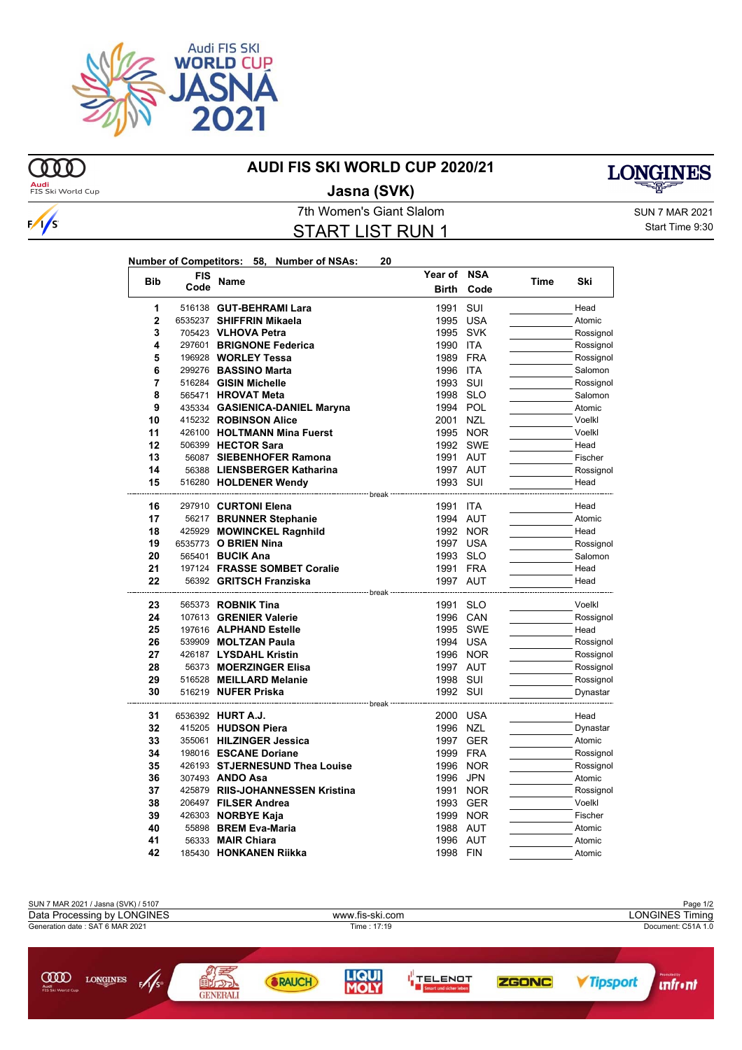# AUDI FIS SKI WORLD CUP 2020/21

## Jasna (SVK)

7th Women's Giant Slalom

SUN 7 MAR 2021

# START LIST RUN 1

Start Time 9:30

**Number of Competitors: 58, Number of NSAs: 20**

| Bib | FIS Code | Name | Year of Birth | NSA Code | Time | Ski |
|---|---|---|---|---|---|---|
| 1 | 516138 | **GUT-BEHRAMI Lara** | 1991 | SUI | | Head |
| 2 | 6535237 | **SHIFFRIN Mikaela** | 1995 | USA | | Atomic |
| 3 | 705423 | **VLHOVA Petra** | 1995 | SVK | | Rossignol |
| 4 | 297601 | **BRIGNONE Federica** | 1990 | ITA | | Rossignol |
| 5 | 196928 | **WORLEY Tessa** | 1989 | FRA | | Rossignol |
| 6 | 299276 | **BASSINO Marta** | 1996 | ITA | | Salomon |
| 7 | 516284 | **GISIN Michelle** | 1993 | SUI | | Rossignol |
| 8 | 565471 | **HROVAT Meta** | 1998 | SLO | | Salomon |
| 9 | 435334 | **GASIENICA-DANIEL Maryna** | 1994 | POL | | Atomic |
| 10 | 415232 | **ROBINSON Alice** | 2001 | NZL | | Voelkl |
| 11 | 426100 | **HOLTMANN Mina Fuerst** | 1995 | NOR | | Voelkl |
| 12 | 506399 | **HECTOR Sara** | 1992 | SWE | | Head |
| 13 | 56087 | **SIEBENHOFER Ramona** | 1991 | AUT | | Fischer |
| 14 | 56388 | **LIENSBERGER Katharina** | 1997 | AUT | | Rossignol |
| 15 | 516280 | **HOLDENER Wendy** | 1993 | SUI | | Head |
| | | break | | | | |
| 16 | 297910 | **CURTONI Elena** | 1991 | ITA | | Head |
| 17 | 56217 | **BRUNNER Stephanie** | 1994 | AUT | | Atomic |
| 18 | 425929 | **MOWINCKEL Ragnhild** | 1992 | NOR | | Head |
| 19 | 6535773 | **O BRIEN Nina** | 1997 | USA | | Rossignol |
| 20 | 565401 | **BUCIK Ana** | 1993 | SLO | | Salomon |
| 21 | 197124 | **FRASSE SOMBET Coralie** | 1991 | FRA | | Head |
| 22 | 56392 | **GRITSCH Franziska** | 1997 | AUT | | Head |
| | | break | | | | |
| 23 | 565373 | **ROBNIK Tina** | 1991 | SLO | | Voelkl |
| 24 | 107613 | **GRENIER Valerie** | 1996 | CAN | | Rossignol |
| 25 | 197616 | **ALPHAND Estelle** | 1995 | SWE | | Head |
| 26 | 539909 | **MOLTZAN Paula** | 1994 | USA | | Rossignol |
| 27 | 426187 | **LYSDAHL Kristin** | 1996 | NOR | | Rossignol |
| 28 | 56373 | **MOERZINGER Elisa** | 1997 | AUT | | Rossignol |
| 29 | 516528 | **MEILLARD Melanie** | 1998 | SUI | | Rossignol |
| 30 | 516219 | **NUFER Priska** | 1992 | SUI | | Dynastar |
| | | break | | | | |
| 31 | 6536392 | **HURT A.J.** | 2000 | USA | | Head |
| 32 | 415205 | **HUDSON Piera** | 1996 | NZL | | Dynastar |
| 33 | 355061 | **HILZINGER Jessica** | 1997 | GER | | Atomic |
| 34 | 198016 | **ESCANE Doriane** | 1999 | FRA | | Rossignol |
| 35 | 426193 | **STJERNESUND Thea Louise** | 1996 | NOR | | Rossignol |
| 36 | 307493 | **ANDO Asa** | 1996 | JPN | | Atomic |
| 37 | 425879 | **RIIS-JOHANNESSEN Kristina** | 1991 | NOR | | Rossignol |
| 38 | 206497 | **FILSER Andrea** | 1993 | GER | | Voelkl |
| 39 | 426303 | **NORBYE Kaja** | 1999 | NOR | | Fischer |
| 40 | 55898 | **BREM Eva-Maria** | 1988 | AUT | | Atomic |
| 41 | 56333 | **MAIR Chiara** | 1996 | AUT | | Atomic |
| 42 | 185430 | **HONKANEN Riikka** | 1998 | FIN | | Atomic |

SUN 7 MAR 2021 / Jasna (SVK) / 5107

Data Processing by LONGINES — www.fis-ski.com — LONGINES Timing

Generation date : SAT 6 MAR 2021 — Time : 17:19 — Document: C51A 1.0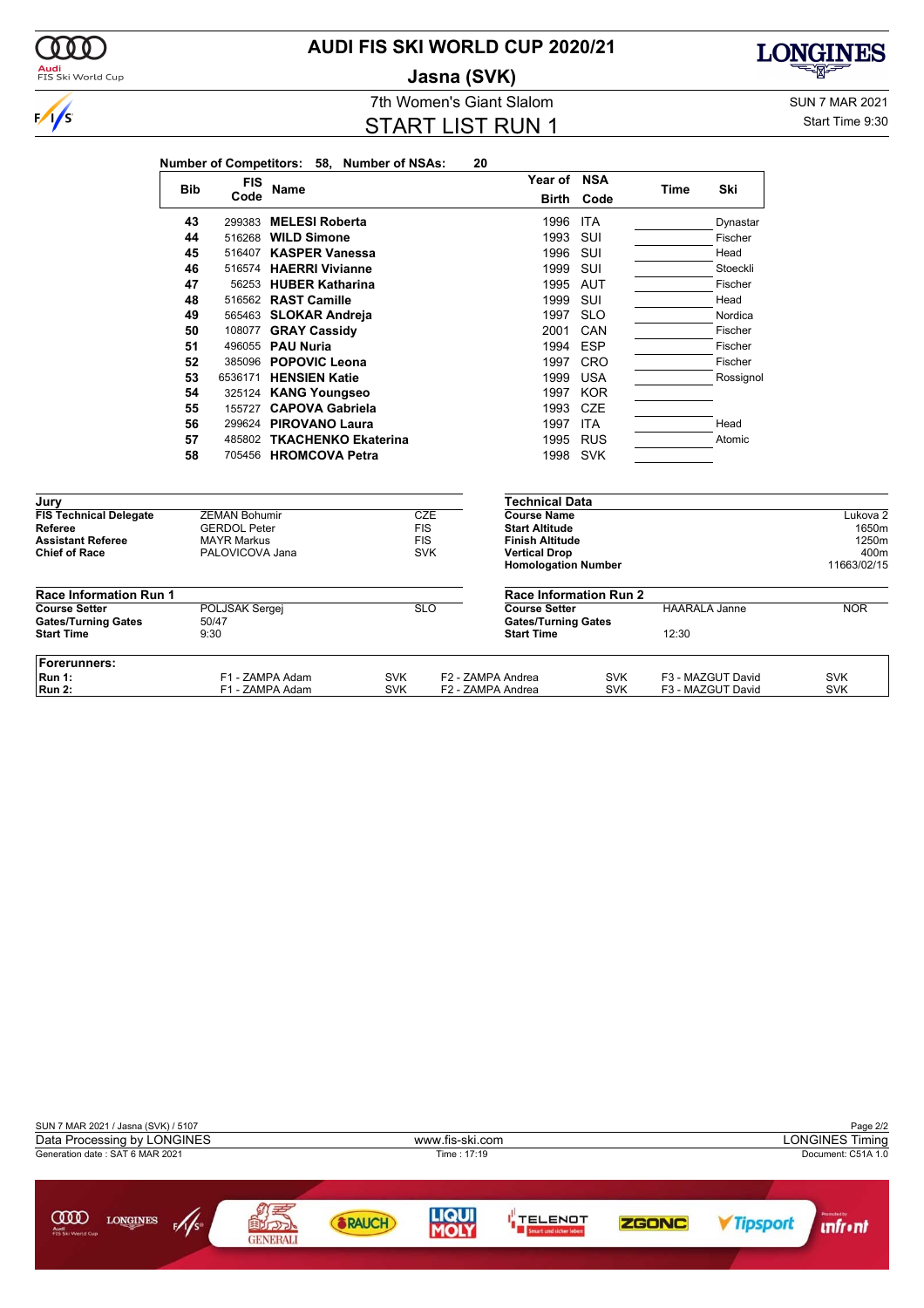# AUDI FIS SKI WORLD CUP 2020/21

## Jasna (SVK)

7th Women's Giant Slalom

SUN 7 MAR 2021

## START LIST RUN 1

Start Time 9:30

**Number of Competitors: 58, Number of NSAs: 20**

| Bib | FIS Code | Name | Year of Birth | NSA Code | Time | Ski |
|---|---|---|---|---|---|---|
| 43 | 299383 | **MELESI Roberta** | 1996 | ITA | | Dynastar |
| 44 | 516268 | **WILD Simone** | 1993 | SUI | | Fischer |
| 45 | 516407 | **KASPER Vanessa** | 1996 | SUI | | Head |
| 46 | 516574 | **HAERRI Vivianne** | 1999 | SUI | | Stoeckli |
| 47 | 56253 | **HUBER Katharina** | 1995 | AUT | | Fischer |
| 48 | 516562 | **RAST Camille** | 1999 | SUI | | Head |
| 49 | 565463 | **SLOKAR Andreja** | 1997 | SLO | | Nordica |
| 50 | 108077 | **GRAY Cassidy** | 2001 | CAN | | Fischer |
| 51 | 496055 | **PAU Nuria** | 1994 | ESP | | Fischer |
| 52 | 385096 | **POPOVIC Leona** | 1997 | CRO | | Fischer |
| 53 | 6536171 | **HENSIEN Katie** | 1999 | USA | | Rossignol |
| 54 | 325124 | **KANG Youngseo** | 1997 | KOR | | |
| 55 | 155727 | **CAPOVA Gabriela** | 1993 | CZE | | |
| 56 | 299624 | **PIROVANO Laura** | 1997 | ITA | | Head |
| 57 | 485802 | **TKACHENKO Ekaterina** | 1995 | RUS | | Atomic |
| 58 | 705456 | **HROMCOVA Petra** | 1998 | SVK | | |

### Jury

| | | |
|---|---|---|
| **FIS Technical Delegate** | ZEMAN Bohumir | CZE |
| **Referee** | GERDOL Peter | FIS |
| **Assistant Referee** | MAYR Markus | FIS |
| **Chief of Race** | PALOVICOVA Jana | SVK |

### Technical Data

| | |
|---|---|
| **Course Name** | Lukova 2 |
| **Start Altitude** | 1650m |
| **Finish Altitude** | 1250m |
| **Vertical Drop** | 400m |
| **Homologation Number** | 11663/02/15 |

### Race Information Run 1

| | | |
|---|---|---|
| **Course Setter** | POLJSAK Sergej | SLO |
| **Gates/Turning Gates** | 50/47 | |
| **Start Time** | 9:30 | |

### Race Information Run 2

| | | |
|---|---|---|
| **Course Setter** | HAARALA Janne | NOR |
| **Gates/Turning Gates** | | |
| **Start Time** | 12:30 | |

### Forerunners:

| | | | | | | |
|---|---|---|---|---|---|---|
| **Run 1:** | F1 - ZAMPA Adam | SVK | F2 - ZAMPA Andrea | SVK | F3 - MAZGUT David | SVK |
| **Run 2:** | F1 - ZAMPA Adam | SVK | F2 - ZAMPA Andrea | SVK | F3 - MAZGUT David | SVK |

SUN 7 MAR 2021 / Jasna (SVK) / 5107

Data Processing by LONGINES — www.fis-ski.com — LONGINES Timing

Generation date : SAT 6 MAR 2021 — Time : 17:19 — Document: C51A 1.0